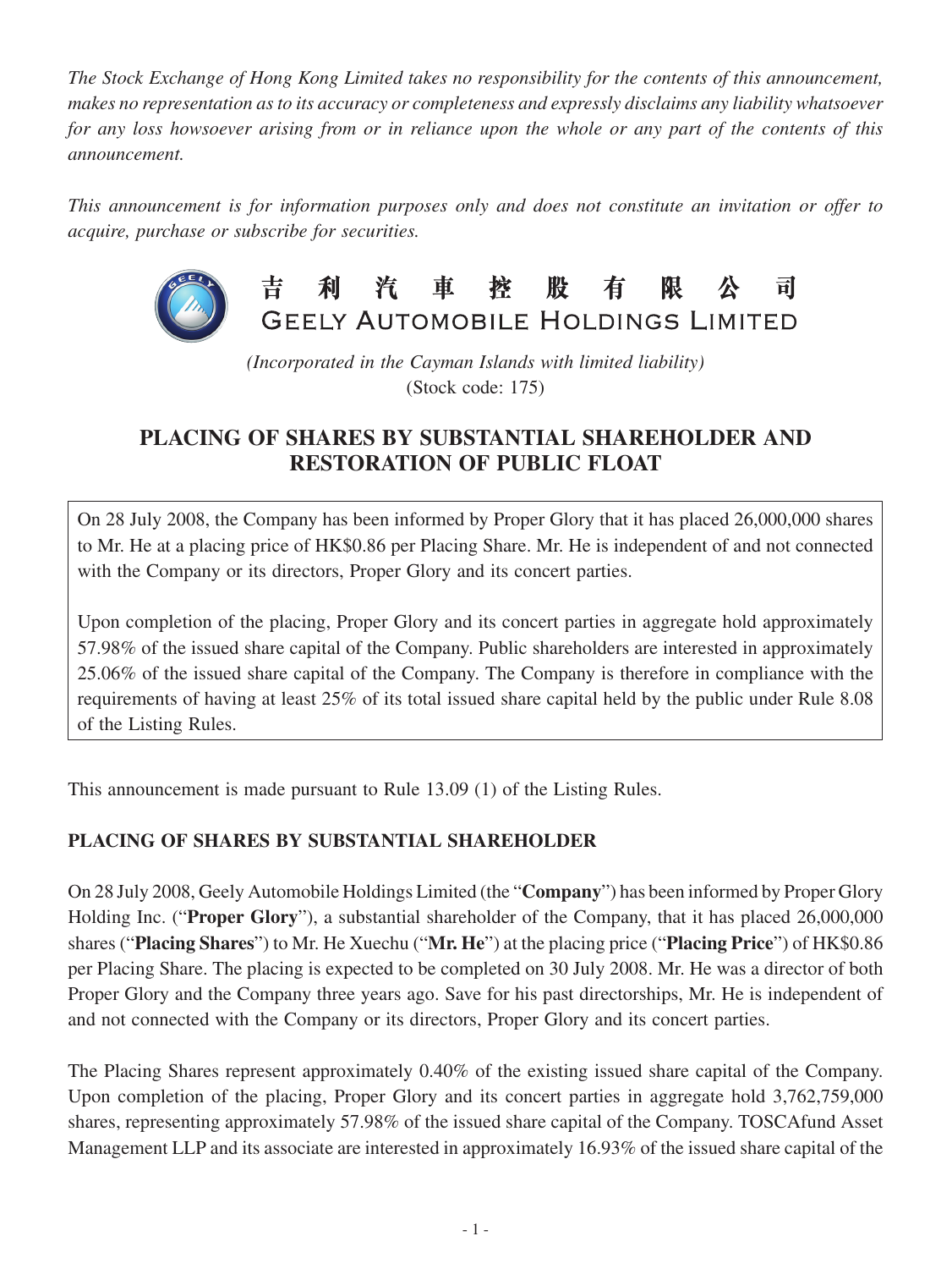*The Stock Exchange of Hong Kong Limited takes no responsibility for the contents of this announcement, makes no representation as to its accuracy or completeness and expressly disclaims any liability whatsoever for any loss howsoever arising from or in reliance upon the whole or any part of the contents of this announcement.*

*This announcement is for information purposes only and does not constitute an invitation or offer to acquire, purchase or subscribe for securities.*

# 吉利汽車控股有限公司
# GEELY AUTOMOBILE HOLDINGS LIMITED

*(Incorporated in the Cayman Islands with limited liability)*
(Stock code: 175)

## PLACING OF SHARES BY SUBSTANTIAL SHAREHOLDER AND RESTORATION OF PUBLIC FLOAT

On 28 July 2008, the Company has been informed by Proper Glory that it has placed 26,000,000 shares to Mr. He at a placing price of HK$0.86 per Placing Share. Mr. He is independent of and not connected with the Company or its directors, Proper Glory and its concert parties.

Upon completion of the placing, Proper Glory and its concert parties in aggregate hold approximately 57.98% of the issued share capital of the Company. Public shareholders are interested in approximately 25.06% of the issued share capital of the Company. The Company is therefore in compliance with the requirements of having at least 25% of its total issued share capital held by the public under Rule 8.08 of the Listing Rules.

This announcement is made pursuant to Rule 13.09 (1) of the Listing Rules.

### PLACING OF SHARES BY SUBSTANTIAL SHAREHOLDER

On 28 July 2008, Geely Automobile Holdings Limited (the "**Company**") has been informed by Proper Glory Holding Inc. ("**Proper Glory**"), a substantial shareholder of the Company, that it has placed 26,000,000 shares ("**Placing Shares**") to Mr. He Xuechu ("**Mr. He**") at the placing price ("**Placing Price**") of HK$0.86 per Placing Share. The placing is expected to be completed on 30 July 2008. Mr. He was a director of both Proper Glory and the Company three years ago. Save for his past directorships, Mr. He is independent of and not connected with the Company or its directors, Proper Glory and its concert parties.

The Placing Shares represent approximately 0.40% of the existing issued share capital of the Company. Upon completion of the placing, Proper Glory and its concert parties in aggregate hold 3,762,759,000 shares, representing approximately 57.98% of the issued share capital of the Company. TOSCAfund Asset Management LLP and its associate are interested in approximately 16.93% of the issued share capital of the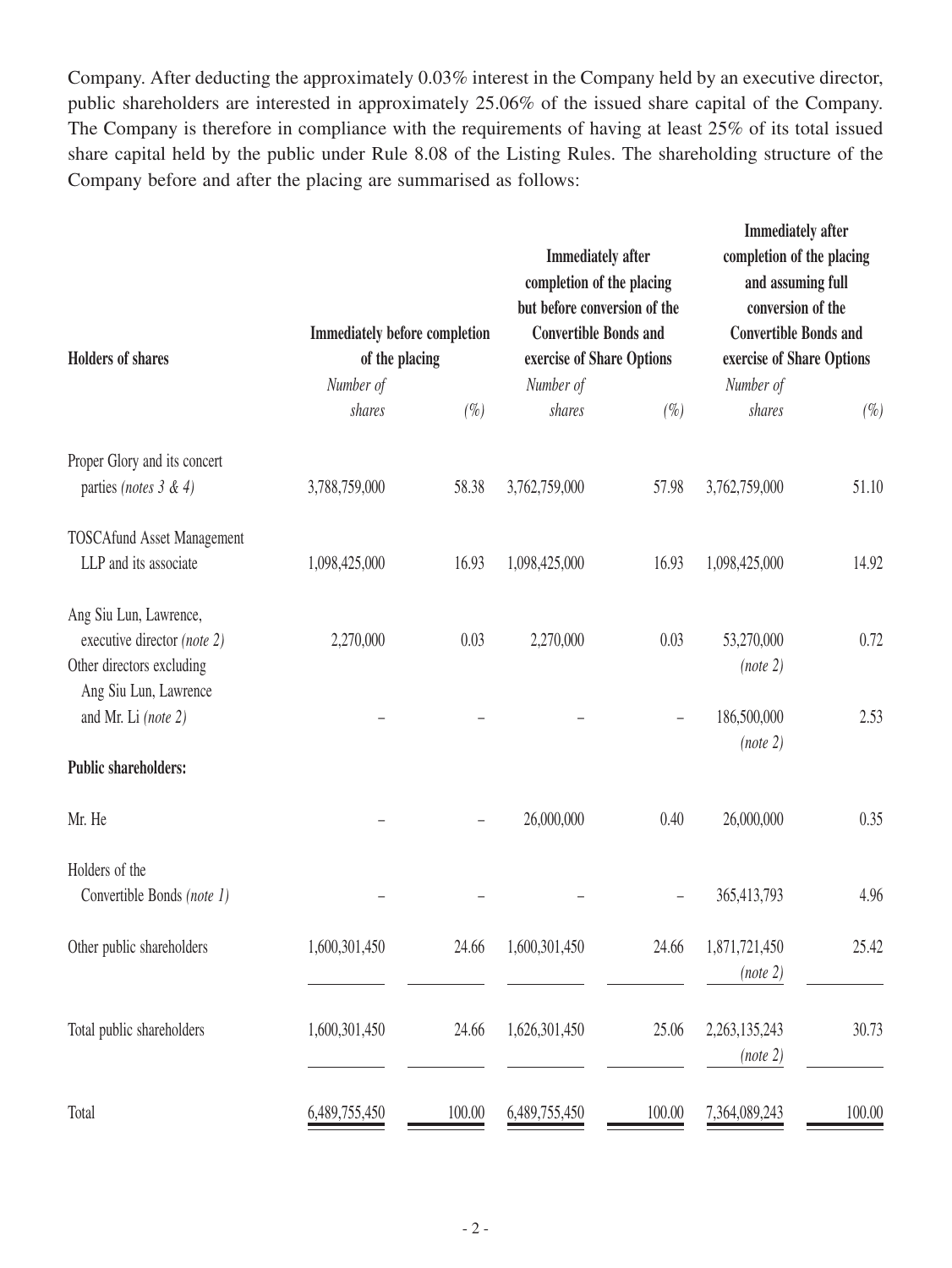Company. After deducting the approximately 0.03% interest in the Company held by an executive director, public shareholders are interested in approximately 25.06% of the issued share capital of the Company. The Company is therefore in compliance with the requirements of having at least 25% of its total issued share capital held by the public under Rule 8.08 of the Listing Rules. The shareholding structure of the Company before and after the placing are summarised as follows:

| **Holders of shares** | **Immediately before completion of the placing** | | **Immediately after completion of the placing but before conversion of the Convertible Bonds and exercise of Share Options** | | **Immediately after completion of the placing and assuming full conversion of the Convertible Bonds and exercise of Share Options** | |
|---|---|---|---|---|---|---|
| | *Number of shares* | *(%)* | *Number of shares* | *(%)* | *Number of shares* | *(%)* |
| Proper Glory and its concert parties *(notes 3 & 4)* | 3,788,759,000 | 58.38 | 3,762,759,000 | 57.98 | 3,762,759,000 | 51.10 |
| TOSCAfund Asset Management LLP and its associate | 1,098,425,000 | 16.93 | 1,098,425,000 | 16.93 | 1,098,425,000 | 14.92 |
| Ang Siu Lun, Lawrence, executive director *(note 2)* | 2,270,000 | 0.03 | 2,270,000 | 0.03 | 53,270,000 *(note 2)* | 0.72 |
| Other directors excluding Ang Siu Lun, Lawrence and Mr. Li *(note 2)* | – | – | – | – | 186,500,000 *(note 2)* | 2.53 |
| **Public shareholders:** | | | | | | |
| Mr. He | – | – | 26,000,000 | 0.40 | 26,000,000 | 0.35 |
| Holders of the Convertible Bonds *(note 1)* | – | – | – | – | 365,413,793 | 4.96 |
| Other public shareholders | 1,600,301,450 | 24.66 | 1,600,301,450 | 24.66 | 1,871,721,450 *(note 2)* | 25.42 |
| Total public shareholders | 1,600,301,450 | 24.66 | 1,626,301,450 | 25.06 | 2,263,135,243 *(note 2)* | 30.73 |
| Total | 6,489,755,450 | 100.00 | 6,489,755,450 | 100.00 | 7,364,089,243 | 100.00 |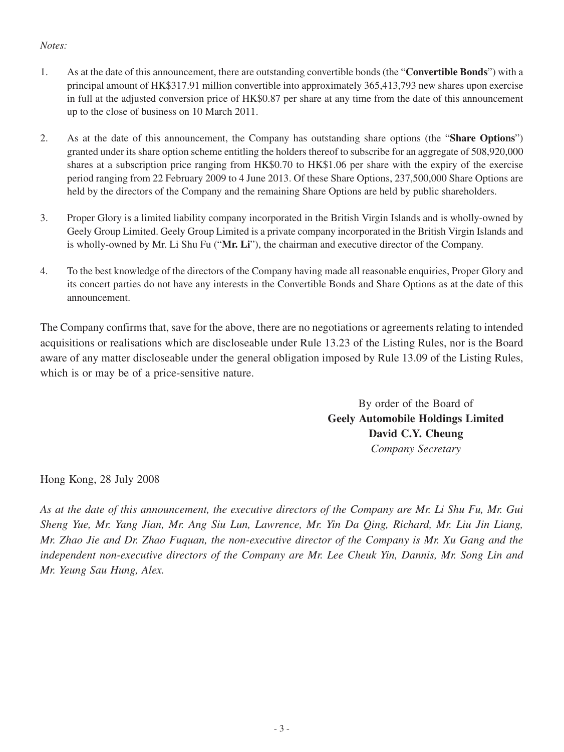*Notes:*

1. As at the date of this announcement, there are outstanding convertible bonds (the "**Convertible Bonds**") with a principal amount of HK$317.91 million convertible into approximately 365,413,793 new shares upon exercise in full at the adjusted conversion price of HK$0.87 per share at any time from the date of this announcement up to the close of business on 10 March 2011.

2. As at the date of this announcement, the Company has outstanding share options (the "**Share Options**") granted under its share option scheme entitling the holders thereof to subscribe for an aggregate of 508,920,000 shares at a subscription price ranging from HK$0.70 to HK$1.06 per share with the expiry of the exercise period ranging from 22 February 2009 to 4 June 2013. Of these Share Options, 237,500,000 Share Options are held by the directors of the Company and the remaining Share Options are held by public shareholders.

3. Proper Glory is a limited liability company incorporated in the British Virgin Islands and is wholly-owned by Geely Group Limited. Geely Group Limited is a private company incorporated in the British Virgin Islands and is wholly-owned by Mr. Li Shu Fu ("**Mr. Li**"), the chairman and executive director of the Company.

4. To the best knowledge of the directors of the Company having made all reasonable enquiries, Proper Glory and its concert parties do not have any interests in the Convertible Bonds and Share Options as at the date of this announcement.

The Company confirms that, save for the above, there are no negotiations or agreements relating to intended acquisitions or realisations which are discloseable under Rule 13.23 of the Listing Rules, nor is the Board aware of any matter discloseable under the general obligation imposed by Rule 13.09 of the Listing Rules, which is or may be of a price-sensitive nature.

By order of the Board of
**Geely Automobile Holdings Limited**
**David C.Y. Cheung**
*Company Secretary*

Hong Kong, 28 July 2008

*As at the date of this announcement, the executive directors of the Company are Mr. Li Shu Fu, Mr. Gui Sheng Yue, Mr. Yang Jian, Mr. Ang Siu Lun, Lawrence, Mr. Yin Da Qing, Richard, Mr. Liu Jin Liang, Mr. Zhao Jie and Dr. Zhao Fuquan, the non-executive director of the Company is Mr. Xu Gang and the independent non-executive directors of the Company are Mr. Lee Cheuk Yin, Dannis, Mr. Song Lin and Mr. Yeung Sau Hung, Alex.*